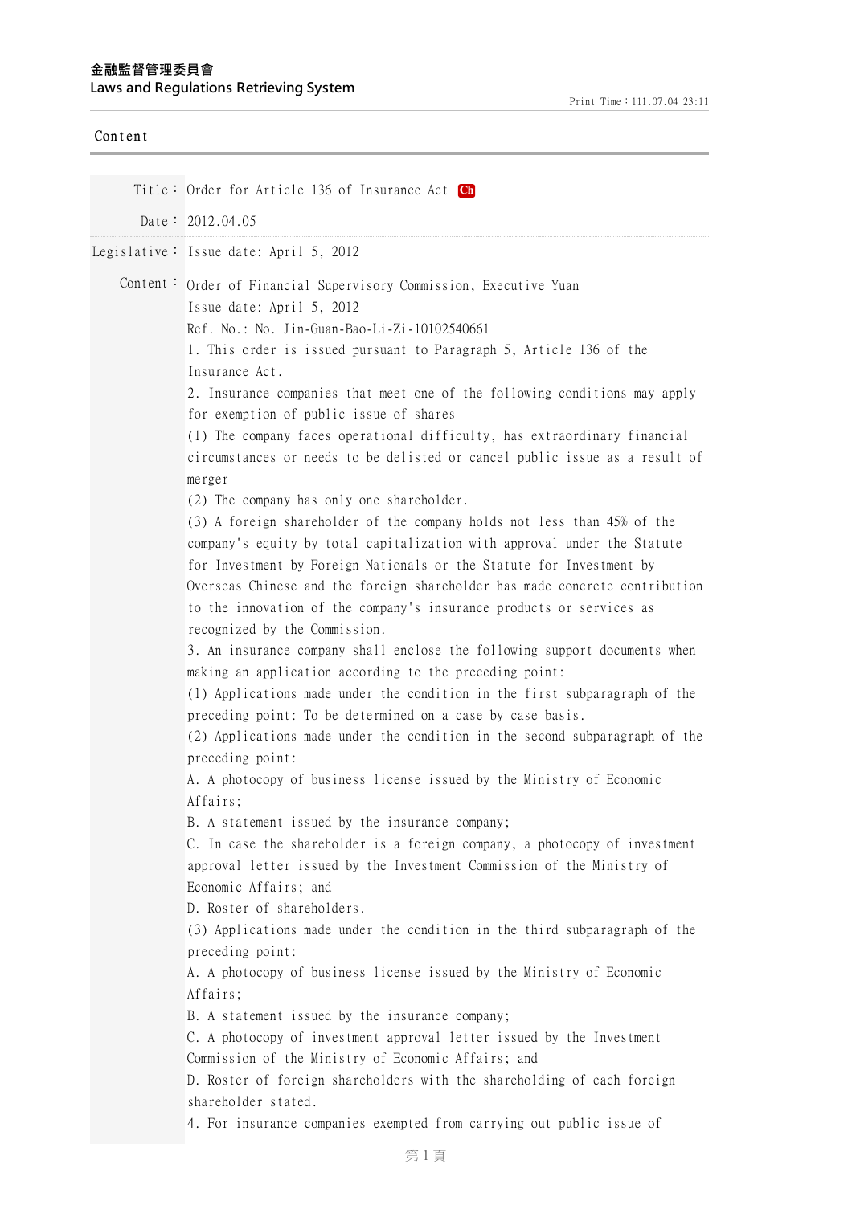金融監督管理委員會
Laws and Regulations Retrieving System

Content

Title： Order for Article 136 of Insurance Act Ch

Date： 2012.04.05

Legislative： Issue date: April 5, 2012

Content： Order of Financial Supervisory Commission, Executive Yuan
Issue date: April 5, 2012
Ref. No.: No. Jin-Guan-Bao-Li-Zi-10102540661

1. This order is issued pursuant to Paragraph 5, Article 136 of the Insurance Act.

2. Insurance companies that meet one of the following conditions may apply for exemption of public issue of shares

(1) The company faces operational difficulty, has extraordinary financial circumstances or needs to be delisted or cancel public issue as a result of merger

(2) The company has only one shareholder.

(3) A foreign shareholder of the company holds not less than 45% of the company's equity by total capitalization with approval under the Statute for Investment by Foreign Nationals or the Statute for Investment by Overseas Chinese and the foreign shareholder has made concrete contribution to the innovation of the company's insurance products or services as recognized by the Commission.

3. An insurance company shall enclose the following support documents when making an application according to the preceding point:

(1) Applications made under the condition in the first subparagraph of the preceding point: To be determined on a case by case basis.

(2) Applications made under the condition in the second subparagraph of the preceding point:

A. A photocopy of business license issued by the Ministry of Economic Affairs;

B. A statement issued by the insurance company;

C. In case the shareholder is a foreign company, a photocopy of investment approval letter issued by the Investment Commission of the Ministry of Economic Affairs; and

D. Roster of shareholders.

(3) Applications made under the condition in the third subparagraph of the preceding point:

A. A photocopy of business license issued by the Ministry of Economic Affairs;

B. A statement issued by the insurance company;

C. A photocopy of investment approval letter issued by the Investment Commission of the Ministry of Economic Affairs; and

D. Roster of foreign shareholders with the shareholding of each foreign shareholder stated.

4. For insurance companies exempted from carrying out public issue of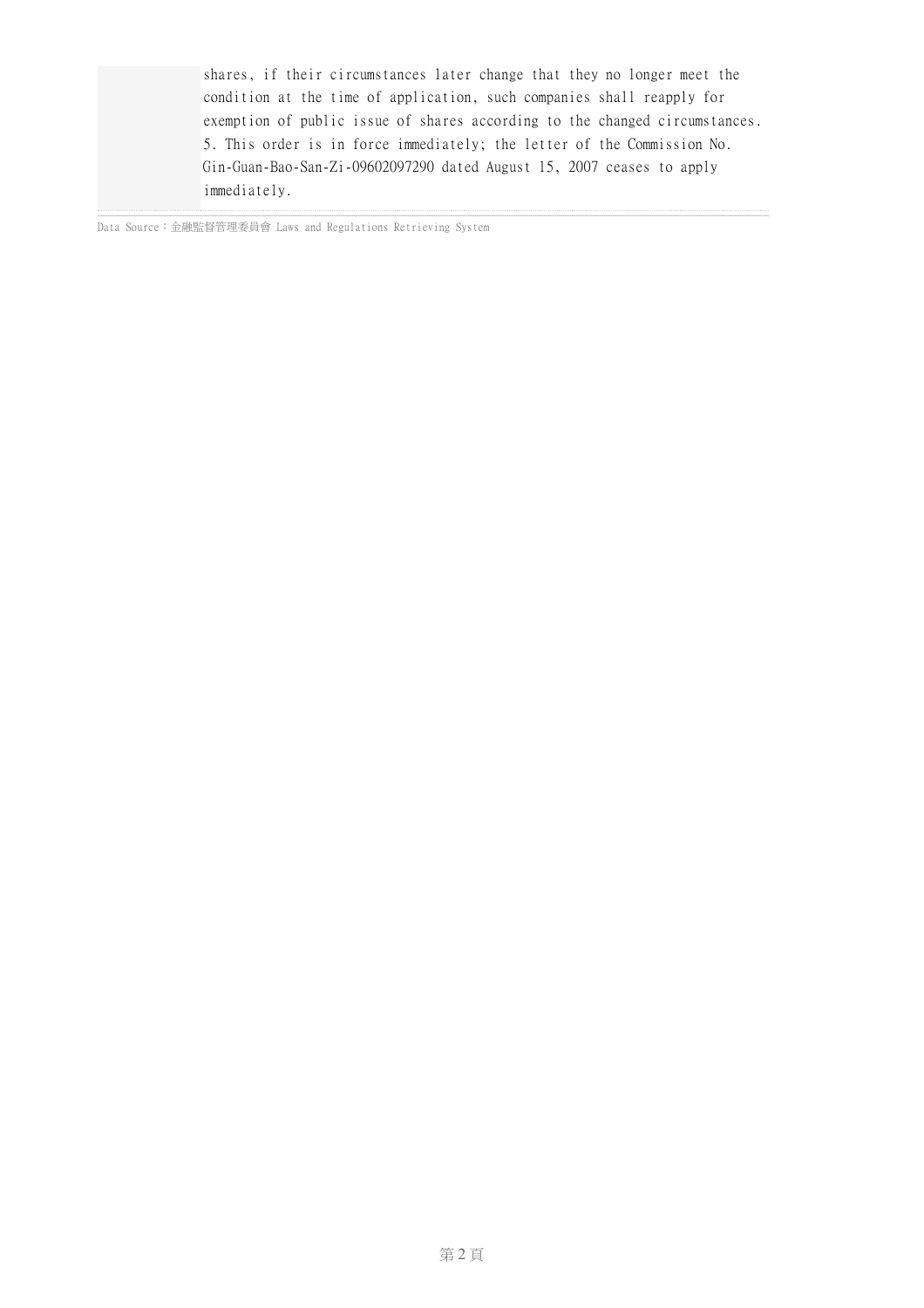shares, if their circumstances later change that they no longer meet the condition at the time of application, such companies shall reapply for exemption of public issue of shares according to the changed circumstances.

5. This order is in force immediately; the letter of the Commission No. Gin-Guan-Bao-San-Zi-09602097290 dated August 15, 2007 ceases to apply immediately.

Data Source：金融監督管理委員會 Laws and Regulations Retrieving System